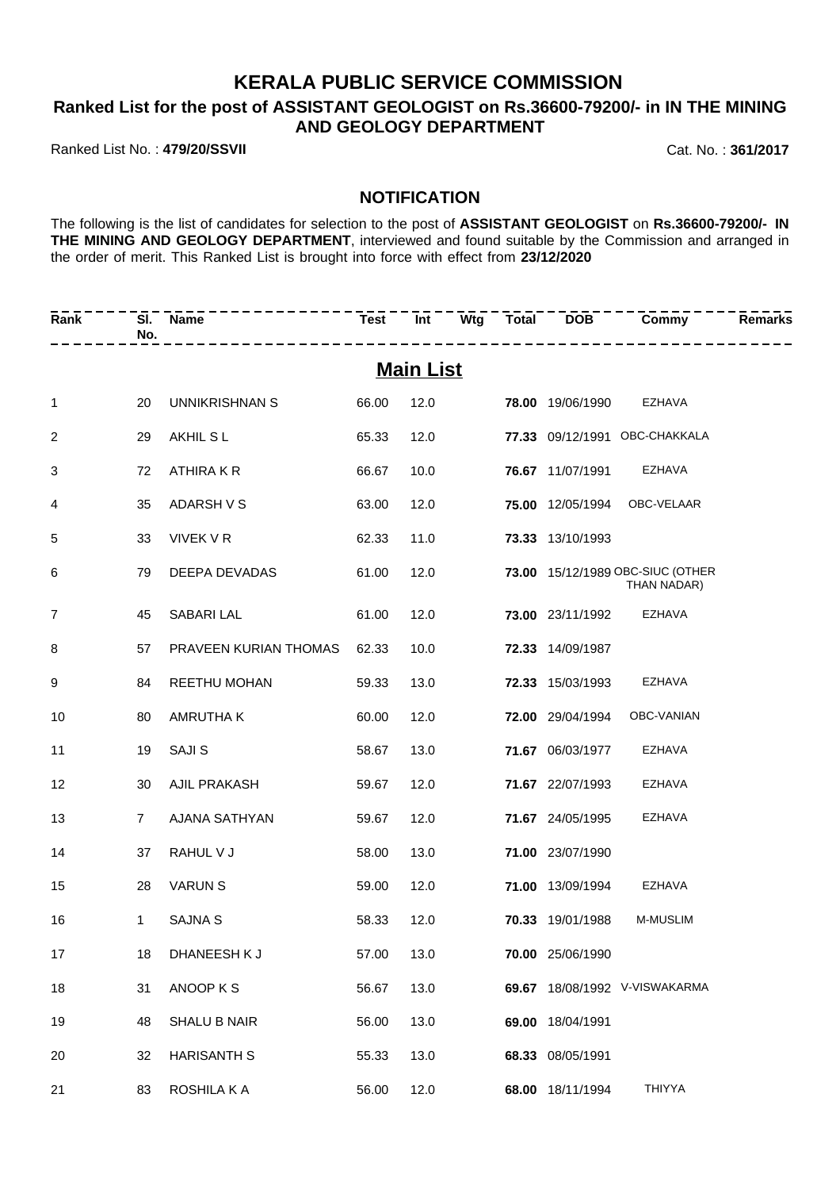# KERALA PUBLIC SERVICE COMMISSION

## Ranked List for the post of ASSISTANT GEOLOGIST on Rs.36600-79200/- in IN THE MINING AND GEOLOGY DEPARTMENT

Ranked List No. : **479/20/SSVII** Cat. No. : **361/2017**

### NOTIFICATION

The following is the list of candidates for selection to the post of **ASSISTANT GEOLOGIST** on **Rs.36600-79200/- IN THE MINING AND GEOLOGY DEPARTMENT**, interviewed and found suitable by the Commission and arranged in the order of merit. This Ranked List is brought into force with effect from **23/12/2020**

### Main List

| Rank | Sl. No. | Name | Test | Int | Wtg | Total | DOB | Commy | Remarks |
|---|---|---|---|---|---|---|---|---|---|
| 1 | 20 | UNNIKRISHNAN S | 66.00 | 12.0 | | **78.00** | 19/06/1990 | EZHAVA | |
| 2 | 29 | AKHIL S L | 65.33 | 12.0 | | **77.33** | 09/12/1991 | OBC-CHAKKALA | |
| 3 | 72 | ATHIRA K R | 66.67 | 10.0 | | **76.67** | 11/07/1991 | EZHAVA | |
| 4 | 35 | ADARSH V S | 63.00 | 12.0 | | **75.00** | 12/05/1994 | OBC-VELAAR | |
| 5 | 33 | VIVEK V R | 62.33 | 11.0 | | **73.33** | 13/10/1993 | | |
| 6 | 79 | DEEPA DEVADAS | 61.00 | 12.0 | | **73.00** | 15/12/1989 | OBC-SIUC (OTHER THAN NADAR) | |
| 7 | 45 | SABARI LAL | 61.00 | 12.0 | | **73.00** | 23/11/1992 | EZHAVA | |
| 8 | 57 | PRAVEEN KURIAN THOMAS | 62.33 | 10.0 | | **72.33** | 14/09/1987 | | |
| 9 | 84 | REETHU MOHAN | 59.33 | 13.0 | | **72.33** | 15/03/1993 | EZHAVA | |
| 10 | 80 | AMRUTHA K | 60.00 | 12.0 | | **72.00** | 29/04/1994 | OBC-VANIAN | |
| 11 | 19 | SAJI S | 58.67 | 13.0 | | **71.67** | 06/03/1977 | EZHAVA | |
| 12 | 30 | AJIL PRAKASH | 59.67 | 12.0 | | **71.67** | 22/07/1993 | EZHAVA | |
| 13 | 7 | AJANA SATHYAN | 59.67 | 12.0 | | **71.67** | 24/05/1995 | EZHAVA | |
| 14 | 37 | RAHUL V J | 58.00 | 13.0 | | **71.00** | 23/07/1990 | | |
| 15 | 28 | VARUN S | 59.00 | 12.0 | | **71.00** | 13/09/1994 | EZHAVA | |
| 16 | 1 | SAJNA S | 58.33 | 12.0 | | **70.33** | 19/01/1988 | M-MUSLIM | |
| 17 | 18 | DHANEESH K J | 57.00 | 13.0 | | **70.00** | 25/06/1990 | | |
| 18 | 31 | ANOOP K S | 56.67 | 13.0 | | **69.67** | 18/08/1992 | V-VISWAKARMA | |
| 19 | 48 | SHALU B NAIR | 56.00 | 13.0 | | **69.00** | 18/04/1991 | | |
| 20 | 32 | HARISANTH S | 55.33 | 13.0 | | **68.33** | 08/05/1991 | | |
| 21 | 83 | ROSHILA K A | 56.00 | 12.0 | | **68.00** | 18/11/1994 | THIYYA | |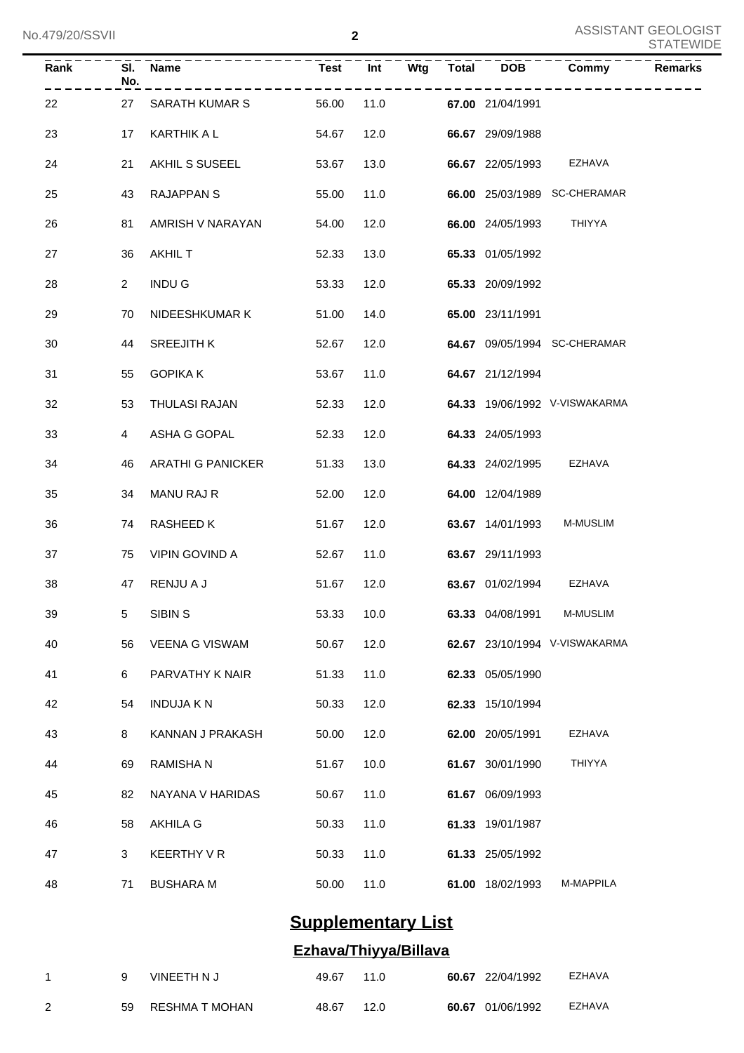| Rank | Sl. No. | Name | Test | Int | Wtg | Total | DOB | Commy | Remarks |
|---|---|---|---|---|---|---|---|---|---|
| 22 | 27 | SARATH KUMAR S | 56.00 | 11.0 | | **67.00** | 21/04/1991 | | |
| 23 | 17 | KARTHIK A L | 54.67 | 12.0 | | **66.67** | 29/09/1988 | | |
| 24 | 21 | AKHIL S SUSEEL | 53.67 | 13.0 | | **66.67** | 22/05/1993 | EZHAVA | |
| 25 | 43 | RAJAPPAN S | 55.00 | 11.0 | | **66.00** | 25/03/1989 | SC-CHERAMAR | |
| 26 | 81 | AMRISH V NARAYAN | 54.00 | 12.0 | | **66.00** | 24/05/1993 | THIYYA | |
| 27 | 36 | AKHIL T | 52.33 | 13.0 | | **65.33** | 01/05/1992 | | |
| 28 | 2 | INDU G | 53.33 | 12.0 | | **65.33** | 20/09/1992 | | |
| 29 | 70 | NIDEESHKUMAR K | 51.00 | 14.0 | | **65.00** | 23/11/1991 | | |
| 30 | 44 | SREEJITH K | 52.67 | 12.0 | | **64.67** | 09/05/1994 | SC-CHERAMAR | |
| 31 | 55 | GOPIKA K | 53.67 | 11.0 | | **64.67** | 21/12/1994 | | |
| 32 | 53 | THULASI RAJAN | 52.33 | 12.0 | | **64.33** | 19/06/1992 | V-VISWAKARMA | |
| 33 | 4 | ASHA G GOPAL | 52.33 | 12.0 | | **64.33** | 24/05/1993 | | |
| 34 | 46 | ARATHI G PANICKER | 51.33 | 13.0 | | **64.33** | 24/02/1995 | EZHAVA | |
| 35 | 34 | MANU RAJ R | 52.00 | 12.0 | | **64.00** | 12/04/1989 | | |
| 36 | 74 | RASHEED K | 51.67 | 12.0 | | **63.67** | 14/01/1993 | M-MUSLIM | |
| 37 | 75 | VIPIN GOVIND A | 52.67 | 11.0 | | **63.67** | 29/11/1993 | | |
| 38 | 47 | RENJU A J | 51.67 | 12.0 | | **63.67** | 01/02/1994 | EZHAVA | |
| 39 | 5 | SIBIN S | 53.33 | 10.0 | | **63.33** | 04/08/1991 | M-MUSLIM | |
| 40 | 56 | VEENA G VISWAM | 50.67 | 12.0 | | **62.67** | 23/10/1994 | V-VISWAKARMA | |
| 41 | 6 | PARVATHY K NAIR | 51.33 | 11.0 | | **62.33** | 05/05/1990 | | |
| 42 | 54 | INDUJA K N | 50.33 | 12.0 | | **62.33** | 15/10/1994 | | |
| 43 | 8 | KANNAN J PRAKASH | 50.00 | 12.0 | | **62.00** | 20/05/1991 | EZHAVA | |
| 44 | 69 | RAMISHA N | 51.67 | 10.0 | | **61.67** | 30/01/1990 | THIYYA | |
| 45 | 82 | NAYANA V HARIDAS | 50.67 | 11.0 | | **61.67** | 06/09/1993 | | |
| 46 | 58 | AKHILA G | 50.33 | 11.0 | | **61.33** | 19/01/1987 | | |
| 47 | 3 | KEERTHY V R | 50.33 | 11.0 | | **61.33** | 25/05/1992 | | |
| 48 | 71 | BUSHARA M | 50.00 | 11.0 | | **61.00** | 18/02/1993 | M-MAPPILA | |

## Supplementary List

### Ezhava/Thiyya/Billava

| Rank | Sl. No. | Name | Test | Int | Wtg | Total | DOB | Commy | Remarks |
|---|---|---|---|---|---|---|---|---|---|
| 1 | 9 | VINEETH N J | 49.67 | 11.0 | | **60.67** | 22/04/1992 | EZHAVA | |
| 2 | 59 | RESHMA T MOHAN | 48.67 | 12.0 | | **60.67** | 01/06/1992 | EZHAVA | |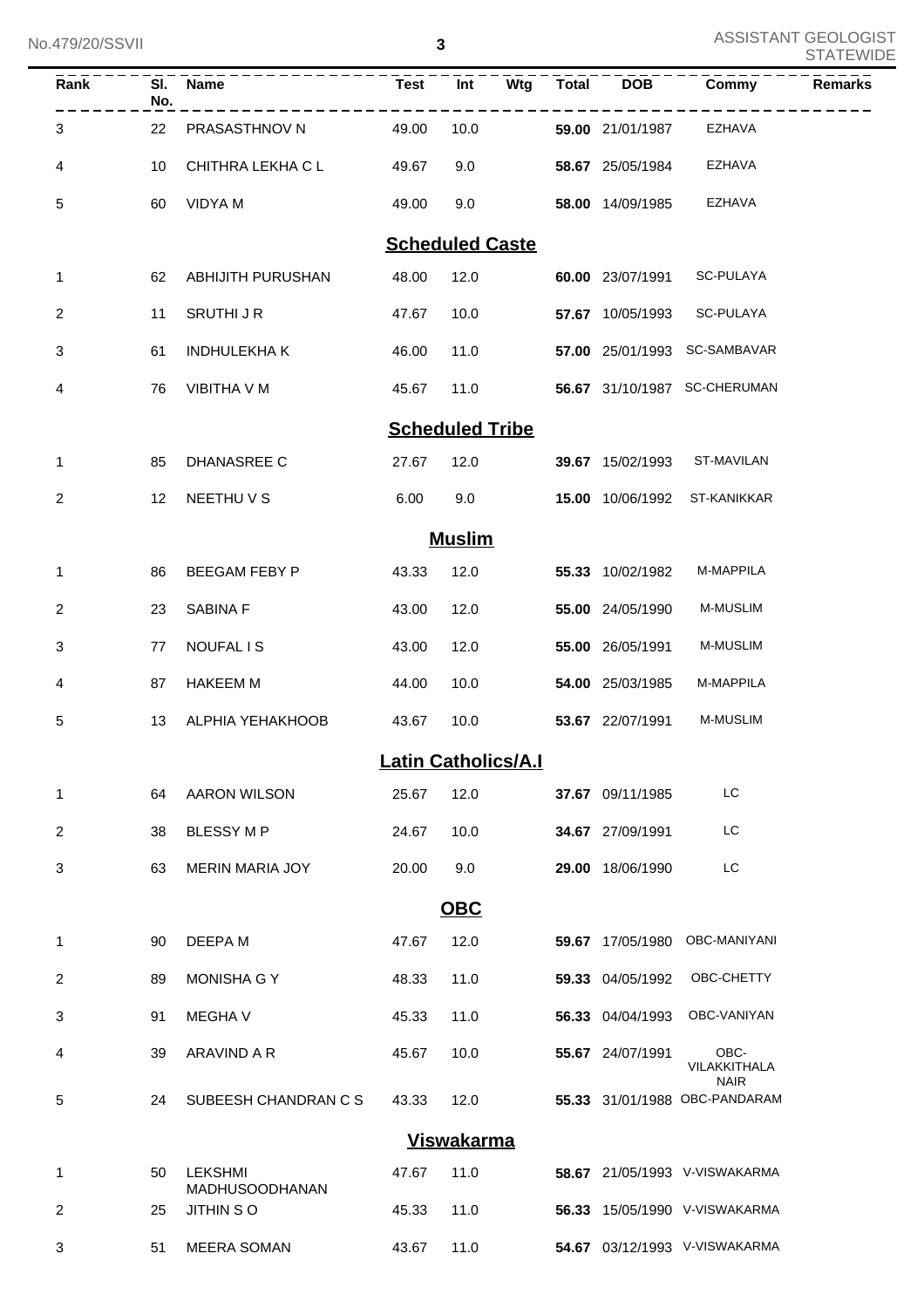| Rank | Sl. No. | Name | Test | Int | Wtg | Total | DOB | Commy | Remarks |
|---|---|---|---|---|---|---|---|---|---|
| 3 | 22 | PRASASTHNOV N | 49.00 | 10.0 | | **59.00** | 21/01/1987 | EZHAVA | |
| 4 | 10 | CHITHRA LEKHA C L | 49.67 | 9.0 | | **58.67** | 25/05/1984 | EZHAVA | |
| 5 | 60 | VIDYA M | 49.00 | 9.0 | | **58.00** | 14/09/1985 | EZHAVA | |
| | | | | **Scheduled Caste** | | | | | |
| 1 | 62 | ABHIJITH PURUSHAN | 48.00 | 12.0 | | **60.00** | 23/07/1991 | SC-PULAYA | |
| 2 | 11 | SRUTHI J R | 47.67 | 10.0 | | **57.67** | 10/05/1993 | SC-PULAYA | |
| 3 | 61 | INDHULEKHA K | 46.00 | 11.0 | | **57.00** | 25/01/1993 | SC-SAMBAVAR | |
| 4 | 76 | VIBITHA V M | 45.67 | 11.0 | | **56.67** | 31/10/1987 | SC-CHERUMAN | |
| | | | | **Scheduled Tribe** | | | | | |
| 1 | 85 | DHANASREE C | 27.67 | 12.0 | | **39.67** | 15/02/1993 | ST-MAVILAN | |
| 2 | 12 | NEETHU V S | 6.00 | 9.0 | | **15.00** | 10/06/1992 | ST-KANIKKAR | |
| | | | | **Muslim** | | | | | |
| 1 | 86 | BEEGAM FEBY P | 43.33 | 12.0 | | **55.33** | 10/02/1982 | M-MAPPILA | |
| 2 | 23 | SABINA F | 43.00 | 12.0 | | **55.00** | 24/05/1990 | M-MUSLIM | |
| 3 | 77 | NOUFAL I S | 43.00 | 12.0 | | **55.00** | 26/05/1991 | M-MUSLIM | |
| 4 | 87 | HAKEEM M | 44.00 | 10.0 | | **54.00** | 25/03/1985 | M-MAPPILA | |
| 5 | 13 | ALPHIA YEHAKHOOB | 43.67 | 10.0 | | **53.67** | 22/07/1991 | M-MUSLIM | |
| | | | | **Latin Catholics/A.I** | | | | | |
| 1 | 64 | AARON WILSON | 25.67 | 12.0 | | **37.67** | 09/11/1985 | LC | |
| 2 | 38 | BLESSY M P | 24.67 | 10.0 | | **34.67** | 27/09/1991 | LC | |
| 3 | 63 | MERIN MARIA JOY | 20.00 | 9.0 | | **29.00** | 18/06/1990 | LC | |
| | | | | **OBC** | | | | | |
| 1 | 90 | DEEPA M | 47.67 | 12.0 | | **59.67** | 17/05/1980 | OBC-MANIYANI | |
| 2 | 89 | MONISHA G Y | 48.33 | 11.0 | | **59.33** | 04/05/1992 | OBC-CHETTY | |
| 3 | 91 | MEGHA V | 45.33 | 11.0 | | **56.33** | 04/04/1993 | OBC-VANIYAN | |
| 4 | 39 | ARAVIND A R | 45.67 | 10.0 | | **55.67** | 24/07/1991 | OBC-VILAKKITHALA NAIR | |
| 5 | 24 | SUBEESH CHANDRAN C S | 43.33 | 12.0 | | **55.33** | 31/01/1988 | OBC-PANDARAM | |
| | | | | **Viswakarma** | | | | | |
| 1 | 50 | LEKSHMI MADHUSOODHANAN | 47.67 | 11.0 | | **58.67** | 21/05/1993 | V-VISWAKARMA | |
| 2 | 25 | JITHIN S O | 45.33 | 11.0 | | **56.33** | 15/05/1990 | V-VISWAKARMA | |
| 3 | 51 | MEERA SOMAN | 43.67 | 11.0 | | **54.67** | 03/12/1993 | V-VISWAKARMA | |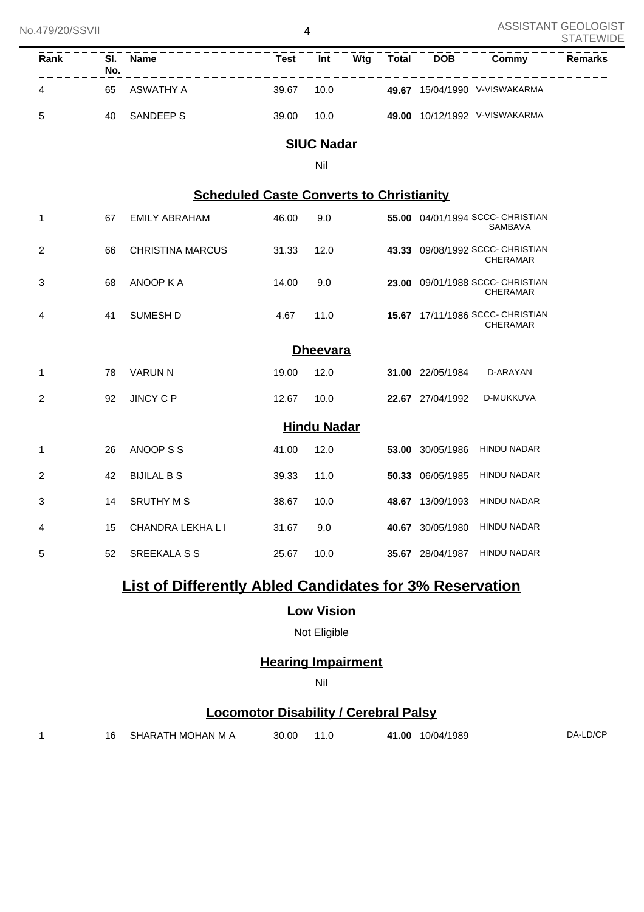| Rank | Sl. No. | Name | Test | Int | Wtg | Total | DOB | Commy | Remarks |
|---|---|---|---|---|---|---|---|---|---|
| 4 | 65 | ASWATHY A | 39.67 | 10.0 | | **49.67** | 15/04/1990 | V-VISWAKARMA | |
| 5 | 40 | SANDEEP S | 39.00 | 10.0 | | **49.00** | 10/12/1992 | V-VISWAKARMA | |

## SIUC Nadar

Nil

## Scheduled Caste Converts to Christianity

| Rank | Sl. No. | Name | Test | Int | Wtg | Total | DOB | Commy | Remarks |
|---|---|---|---|---|---|---|---|---|---|
| 1 | 67 | EMILY ABRAHAM | 46.00 | 9.0 | | **55.00** | 04/01/1994 | SCCC- CHRISTIAN SAMBAVA | |
| 2 | 66 | CHRISTINA MARCUS | 31.33 | 12.0 | | **43.33** | 09/08/1992 | SCCC- CHRISTIAN CHERAMAR | |
| 3 | 68 | ANOOP K A | 14.00 | 9.0 | | **23.00** | 09/01/1988 | SCCC- CHRISTIAN CHERAMAR | |
| 4 | 41 | SUMESH D | 4.67 | 11.0 | | **15.67** | 17/11/1986 | SCCC- CHRISTIAN CHERAMAR | |

## Dheevara

| Rank | Sl. No. | Name | Test | Int | Wtg | Total | DOB | Commy | Remarks |
|---|---|---|---|---|---|---|---|---|---|
| 1 | 78 | VARUN N | 19.00 | 12.0 | | **31.00** | 22/05/1984 | D-ARAYAN | |
| 2 | 92 | JINCY C P | 12.67 | 10.0 | | **22.67** | 27/04/1992 | D-MUKKUVA | |

## Hindu Nadar

| Rank | Sl. No. | Name | Test | Int | Wtg | Total | DOB | Commy | Remarks |
|---|---|---|---|---|---|---|---|---|---|
| 1 | 26 | ANOOP S S | 41.00 | 12.0 | | **53.00** | 30/05/1986 | HINDU NADAR | |
| 2 | 42 | BIJILAL B S | 39.33 | 11.0 | | **50.33** | 06/05/1985 | HINDU NADAR | |
| 3 | 14 | SRUTHY M S | 38.67 | 10.0 | | **48.67** | 13/09/1993 | HINDU NADAR | |
| 4 | 15 | CHANDRA LEKHA L I | 31.67 | 9.0 | | **40.67** | 30/05/1980 | HINDU NADAR | |
| 5 | 52 | SREEKALA S S | 25.67 | 10.0 | | **35.67** | 28/04/1987 | HINDU NADAR | |

# List of Differently Abled Candidates for 3% Reservation

## Low Vision

Not Eligible

## Hearing Impairment

Nil

## Locomotor Disability / Cerebral Palsy

| Rank | Sl. No. | Name | Test | Int | Wtg | Total | DOB | Commy | Remarks |
|---|---|---|---|---|---|---|---|---|---|
| 1 | 16 | SHARATH MOHAN M A | 30.00 | 11.0 | | **41.00** | 10/04/1989 | | DA-LD/CP |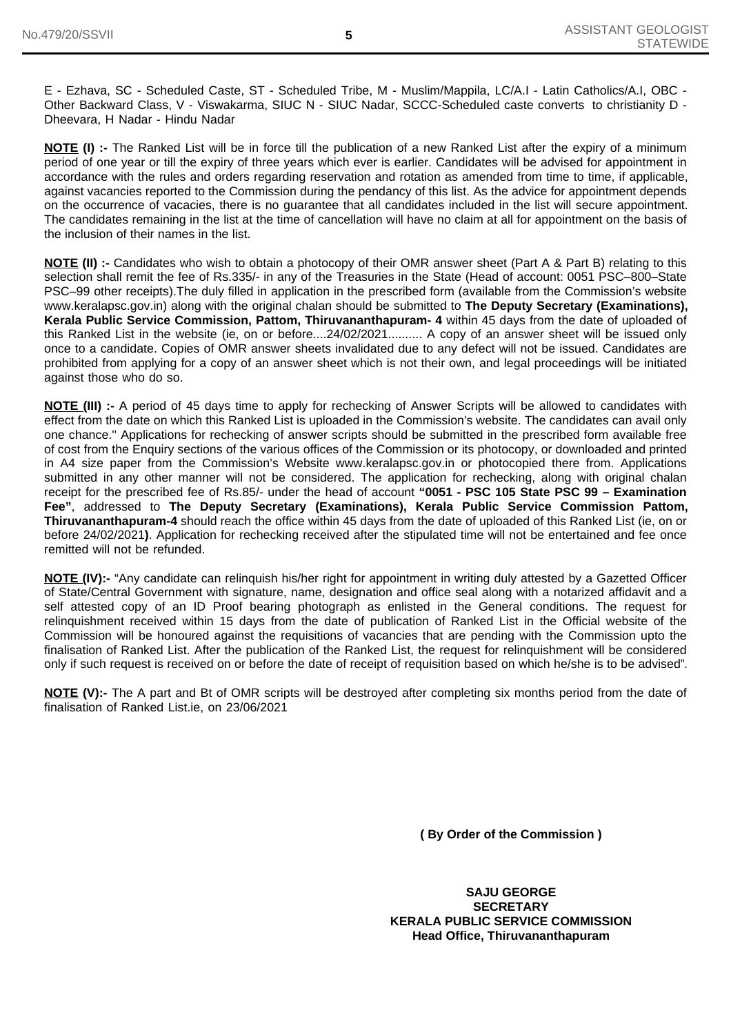E - Ezhava, SC - Scheduled Caste, ST - Scheduled Tribe, M - Muslim/Mappila, LC/A.I - Latin Catholics/A.I, OBC - Other Backward Class, V - Viswakarma, SIUC N - SIUC Nadar, SCCC-Scheduled caste converts to christianity D - Dheevara, H Nadar - Hindu Nadar

**NOTE (I) :-** The Ranked List will be in force till the publication of a new Ranked List after the expiry of a minimum period of one year or till the expiry of three years which ever is earlier. Candidates will be advised for appointment in accordance with the rules and orders regarding reservation and rotation as amended from time to time, if applicable, against vacancies reported to the Commission during the pendancy of this list. As the advice for appointment depends on the occurrence of vacacies, there is no guarantee that all candidates included in the list will secure appointment. The candidates remaining in the list at the time of cancellation will have no claim at all for appointment on the basis of the inclusion of their names in the list.

**NOTE (II) :-** Candidates who wish to obtain a photocopy of their OMR answer sheet (Part A & Part B) relating to this selection shall remit the fee of Rs.335/- in any of the Treasuries in the State (Head of account: 0051 PSC–800–State PSC–99 other receipts).The duly filled in application in the prescribed form (available from the Commission's website www.keralapsc.gov.in) along with the original chalan should be submitted to **The Deputy Secretary (Examinations), Kerala Public Service Commission, Pattom, Thiruvananthapuram- 4** within 45 days from the date of uploaded of this Ranked List in the website (ie, on or before....24/02/2021.......... A copy of an answer sheet will be issued only once to a candidate. Copies of OMR answer sheets invalidated due to any defect will not be issued. Candidates are prohibited from applying for a copy of an answer sheet which is not their own, and legal proceedings will be initiated against those who do so.

**NOTE (III) :-** A period of 45 days time to apply for rechecking of Answer Scripts will be allowed to candidates with effect from the date on which this Ranked List is uploaded in the Commission's website. The candidates can avail only one chance." Applications for rechecking of answer scripts should be submitted in the prescribed form available free of cost from the Enquiry sections of the various offices of the Commission or its photocopy, or downloaded and printed in A4 size paper from the Commission's Website www.keralapsc.gov.in or photocopied there from. Applications submitted in any other manner will not be considered. The application for rechecking, along with original chalan receipt for the prescribed fee of Rs.85/- under the head of account **"0051 - PSC 105 State PSC 99 – Examination Fee"**, addressed to **The Deputy Secretary (Examinations), Kerala Public Service Commission Pattom, Thiruvananthapuram-4** should reach the office within 45 days from the date of uploaded of this Ranked List (ie, on or before 24/02/2021**)**. Application for rechecking received after the stipulated time will not be entertained and fee once remitted will not be refunded.

**NOTE (IV):-** "Any candidate can relinquish his/her right for appointment in writing duly attested by a Gazetted Officer of State/Central Government with signature, name, designation and office seal along with a notarized affidavit and a self attested copy of an ID Proof bearing photograph as enlisted in the General conditions. The request for relinquishment received within 15 days from the date of publication of Ranked List in the Official website of the Commission will be honoured against the requisitions of vacancies that are pending with the Commission upto the finalisation of Ranked List. After the publication of the Ranked List, the request for relinquishment will be considered only if such request is received on or before the date of receipt of requisition based on which he/she is to be advised".

**NOTE (V):-** The A part and Bt of OMR scripts will be destroyed after completing six months period from the date of finalisation of Ranked List.ie, on 23/06/2021

**( By Order of the Commission )**

**SAJU GEORGE**
**SECRETARY**
**KERALA PUBLIC SERVICE COMMISSION**
**Head Office, Thiruvananthapuram**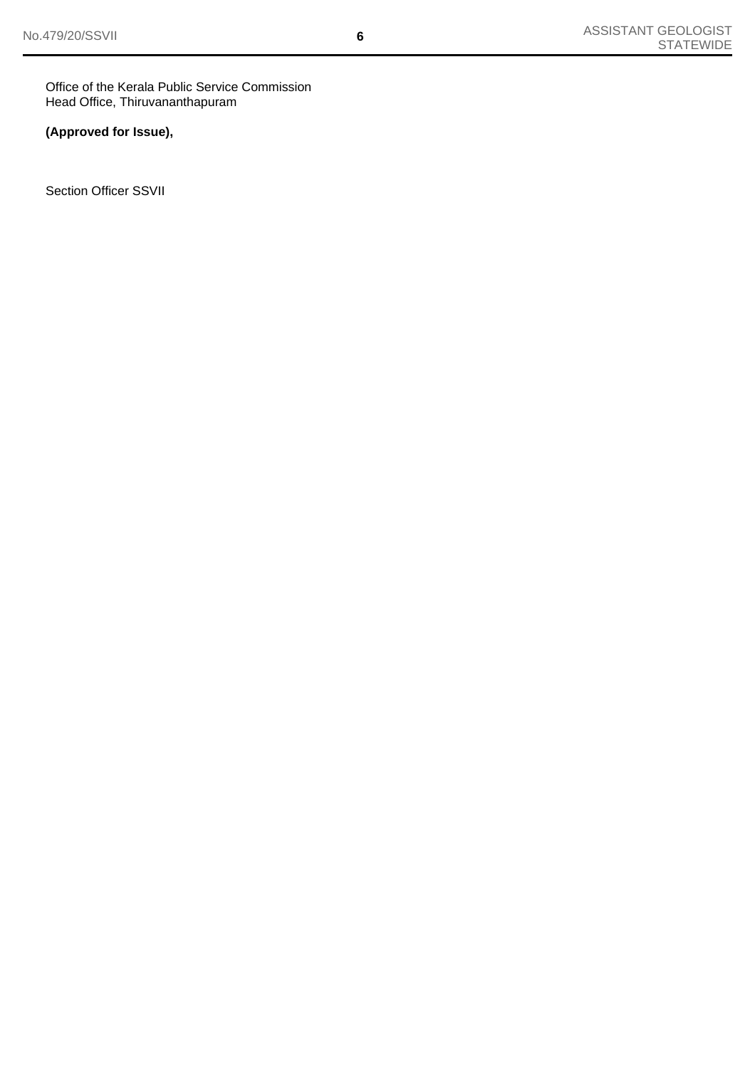Office of the Kerala Public Service Commission
Head Office, Thiruvananthapuram

**(Approved for Issue),**

Section Officer SSVII